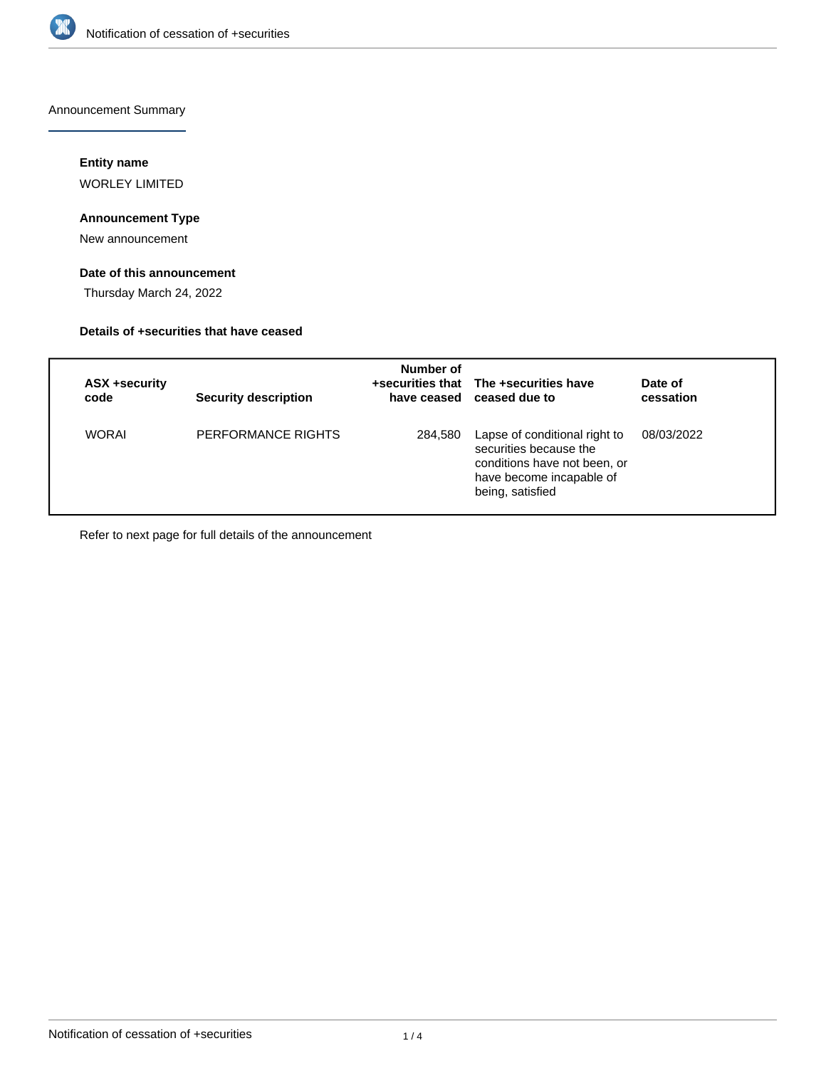Announcement Summary

**Entity name**

WORLEY LIMITED

**Announcement Type**

New announcement

**Date of this announcement**

Thursday March 24, 2022

**Details of +securities that have ceased**

| ASX +security code | Security description | Number of +securities that have ceased | The +securities have ceased due to | Date of cessation |
|---|---|---|---|---|
| WORAI | PERFORMANCE RIGHTS | 284,580 | Lapse of conditional right to securities because the conditions have not been, or have become incapable of being, satisfied | 08/03/2022 |

Refer to next page for full details of the announcement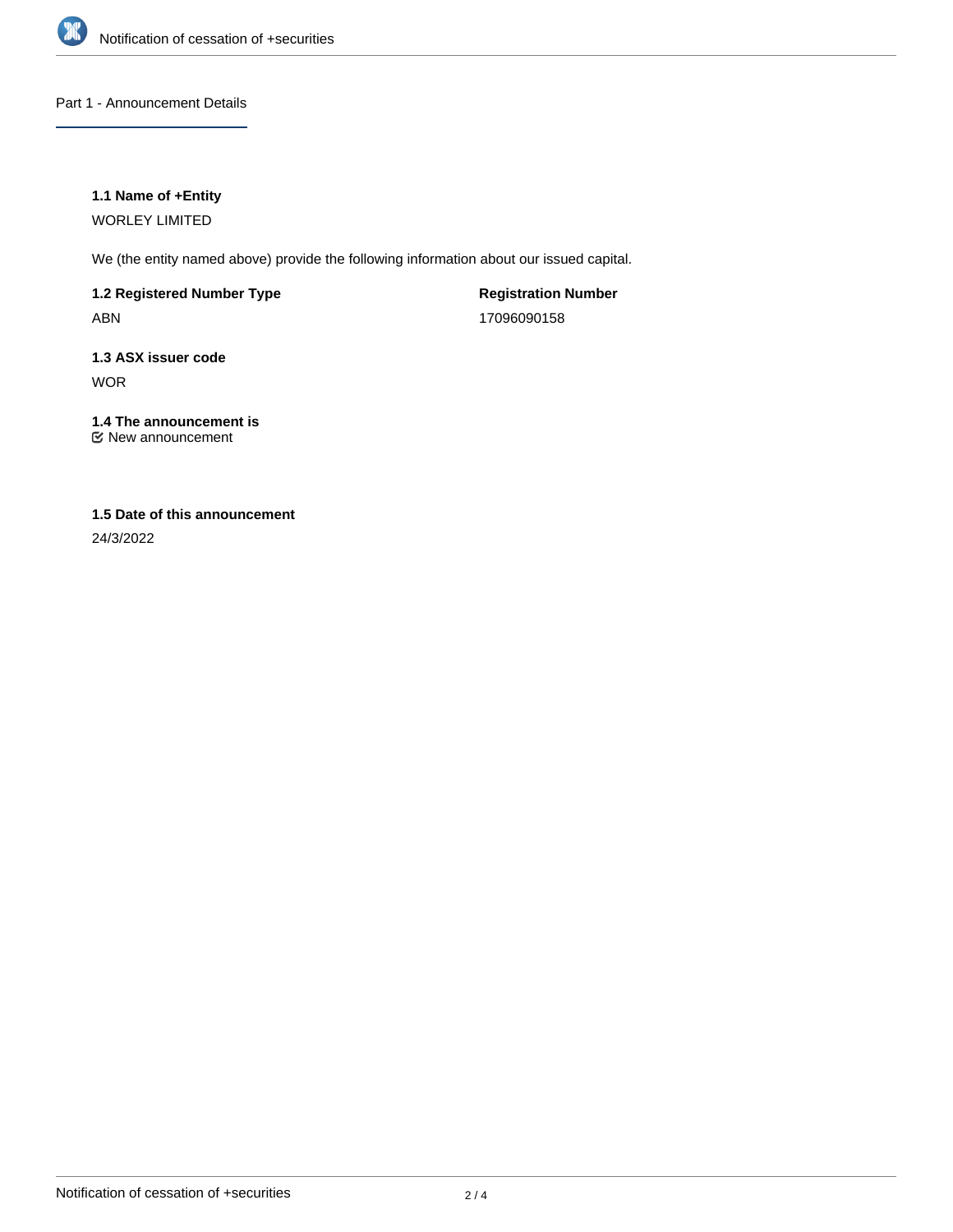Part 1 - Announcement Details

**1.1 Name of +Entity**

WORLEY LIMITED

We (the entity named above) provide the following information about our issued capital.

**1.2 Registered Number Type**

ABN

**Registration Number**

17096090158

**1.3 ASX issuer code**

WOR

**1.4 The announcement is**

New announcement

**1.5 Date of this announcement**

24/3/2022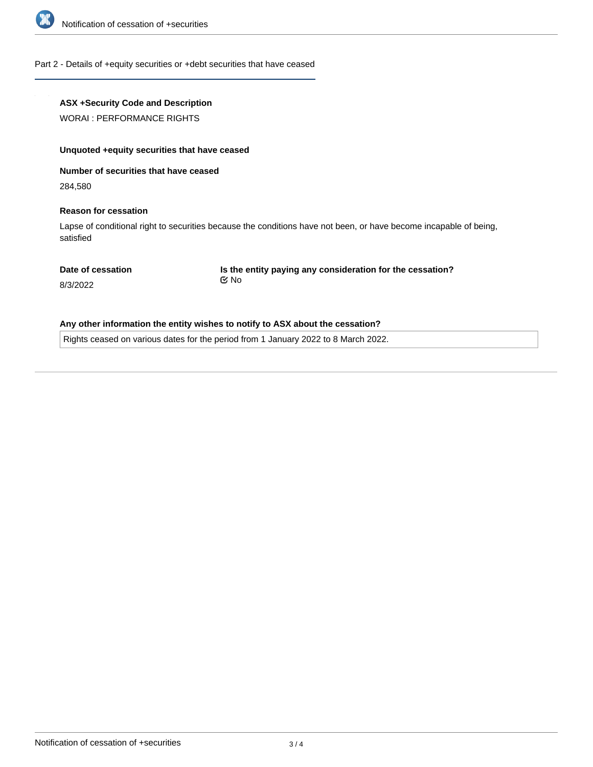## Part 2 - Details of +equity securities or +debt securities that have ceased

**ASX +Security Code and Description**

WORAI : PERFORMANCE RIGHTS

**Unquoted +equity securities that have ceased**

**Number of securities that have ceased**

284,580

**Reason for cessation**

Lapse of conditional right to securities because the conditions have not been, or have become incapable of being, satisfied

**Date of cessation**

8/3/2022

**Is the entity paying any consideration for the cessation?**

☑ No

**Any other information the entity wishes to notify to ASX about the cessation?**

Rights ceased on various dates for the period from 1 January 2022 to 8 March 2022.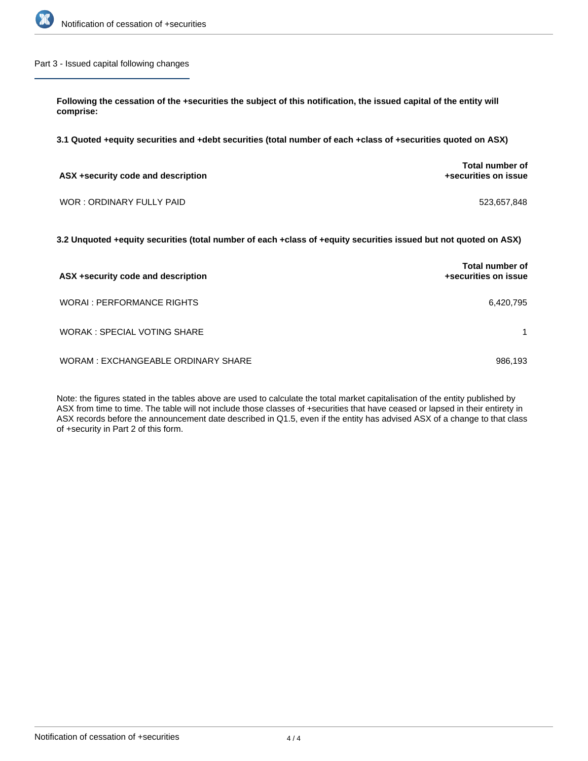## Part 3 - Issued capital following changes

**Following the cessation of the +securities the subject of this notification, the issued capital of the entity will comprise:**

**3.1 Quoted +equity securities and +debt securities (total number of each +class of +securities quoted on ASX)**

| ASX +security code and description | Total number of +securities on issue |
|---|---|
| WOR : ORDINARY FULLY PAID | 523,657,848 |

**3.2 Unquoted +equity securities (total number of each +class of +equity securities issued but not quoted on ASX)**

| ASX +security code and description | Total number of +securities on issue |
|---|---|
| WORAI : PERFORMANCE RIGHTS | 6,420,795 |
| WORAK : SPECIAL VOTING SHARE | 1 |
| WORAM : EXCHANGEABLE ORDINARY SHARE | 986,193 |

Note: the figures stated in the tables above are used to calculate the total market capitalisation of the entity published by ASX from time to time. The table will not include those classes of +securities that have ceased or lapsed in their entirety in ASX records before the announcement date described in Q1.5, even if the entity has advised ASX of a change to that class of +security in Part 2 of this form.